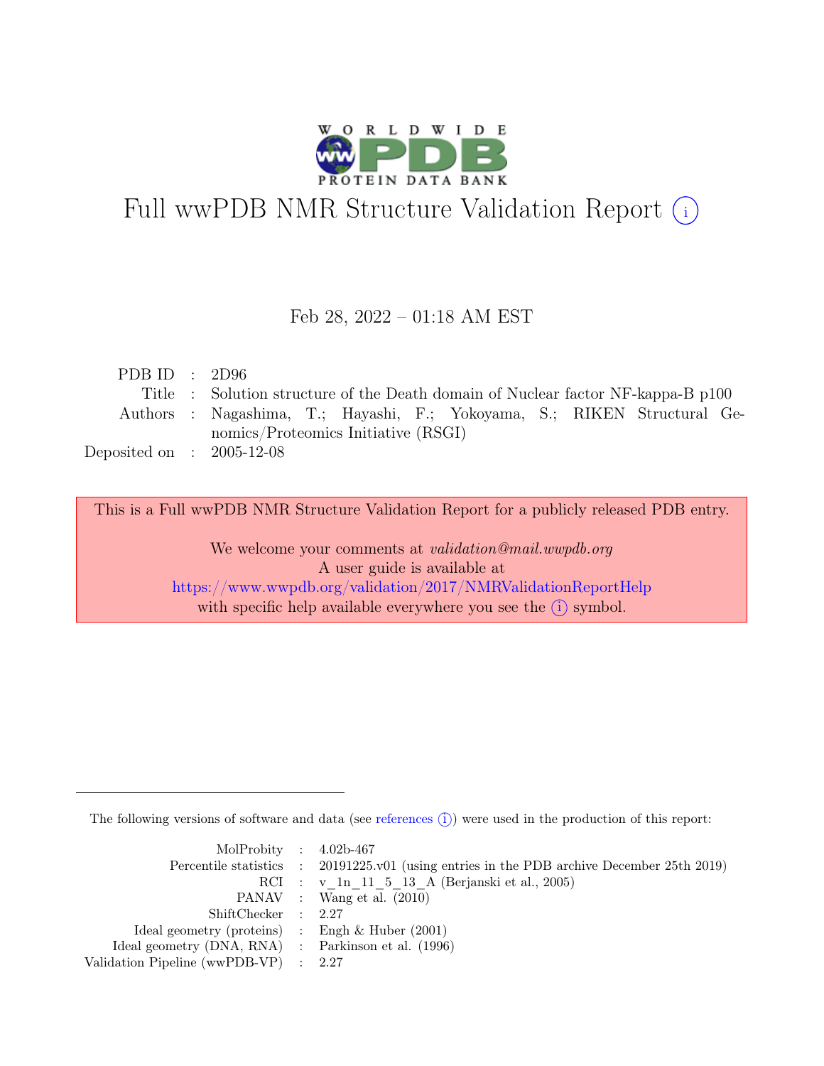# Full wwPDB NMR Structure Validation Report (i)

Feb 28, 2022 – 01:18 AM EST

| | | |
|---|---|---|
| PDB ID | : | 2D96 |
| Title | : | Solution structure of the Death domain of Nuclear factor NF-kappa-B p100 |
| Authors | : | Nagashima, T.; Hayashi, F.; Yokoyama, S.; RIKEN Structural Genomics/Proteomics Initiative (RSGI) |
| Deposited on | : | 2005-12-08 |

This is a Full wwPDB NMR Structure Validation Report for a publicly released PDB entry.

We welcome your comments at *validation@mail.wwpdb.org*
A user guide is available at
https://www.wwpdb.org/validation/2017/NMRValidationReportHelp
with specific help available everywhere you see the (i) symbol.

---

The following versions of software and data (see references (i)) were used in the production of this report:

| | | |
|---|---|---|
| MolProbity | : | 4.02b-467 |
| Percentile statistics | : | 20191225.v01 (using entries in the PDB archive December 25th 2019) |
| RCI | : | v_1n_11_5_13_A (Berjanski et al., 2005) |
| PANAV | : | Wang et al. (2010) |
| ShiftChecker | : | 2.27 |
| Ideal geometry (proteins) | : | Engh & Huber (2001) |
| Ideal geometry (DNA, RNA) | : | Parkinson et al. (1996) |
| Validation Pipeline (wwPDB-VP) | : | 2.27 |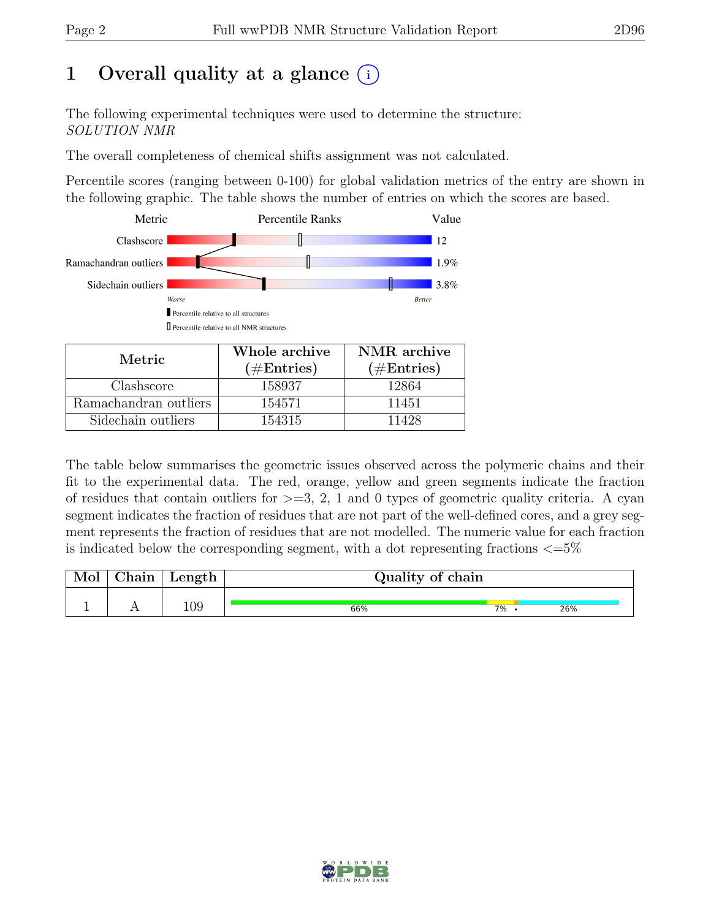# 1 Overall quality at a glance (i)

The following experimental techniques were used to determine the structure:
*SOLUTION NMR*

The overall completeness of chemical shifts assignment was not calculated.

Percentile scores (ranging between 0-100) for global validation metrics of the entry are shown in the following graphic. The table shows the number of entries on which the scores are based.

| Metric | Value |
|---|---|
| Clashscore | 12 |
| Ramachandran outliers | 1.9% |
| Sidechain outliers | 3.8% |

| Metric | Whole archive (#Entries) | NMR archive (#Entries) |
|---|---|---|
| Clashscore | 158937 | 12864 |
| Ramachandran outliers | 154571 | 11451 |
| Sidechain outliers | 154315 | 11428 |

The table below summarises the geometric issues observed across the polymeric chains and their fit to the experimental data. The red, orange, yellow and green segments indicate the fraction of residues that contain outliers for >=3, 2, 1 and 0 types of geometric quality criteria. A cyan segment indicates the fraction of residues that are not part of the well-defined cores, and a grey segment represents the fraction of residues that are not modelled. The numeric value for each fraction is indicated below the corresponding segment, with a dot representing fractions <=5%

| Mol | Chain | Length | Quality of chain |
|---|---|---|---|
| 1 | A | 109 | 66% · 7% · • · 26% |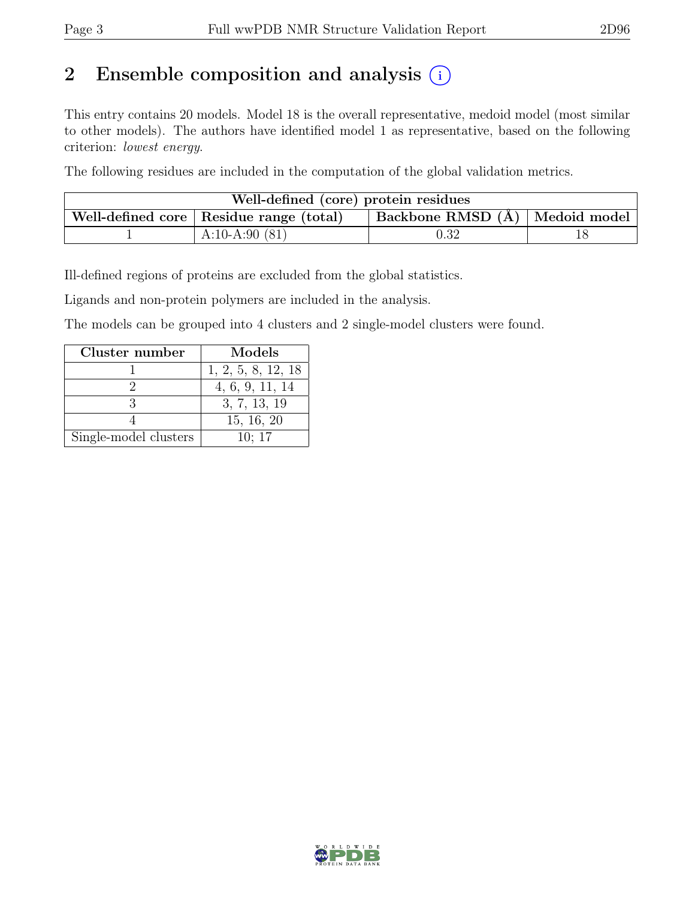# 2 Ensemble composition and analysis (i)

This entry contains 20 models. Model 18 is the overall representative, medoid model (most similar to other models). The authors have identified model 1 as representative, based on the following criterion: *lowest energy*.

The following residues are included in the computation of the global validation metrics.

| Well-defined (core) protein residues | | | |
|---|---|---|---|
| Well-defined core | Residue range (total) | Backbone RMSD (Å) | Medoid model |
| 1 | A:10-A:90 (81) | 0.32 | 18 |

Ill-defined regions of proteins are excluded from the global statistics.

Ligands and non-protein polymers are included in the analysis.

The models can be grouped into 4 clusters and 2 single-model clusters were found.

| Cluster number | Models |
|---|---|
| 1 | 1, 2, 5, 8, 12, 18 |
| 2 | 4, 6, 9, 11, 14 |
| 3 | 3, 7, 13, 19 |
| 4 | 15, 16, 20 |
| Single-model clusters | 10; 17 |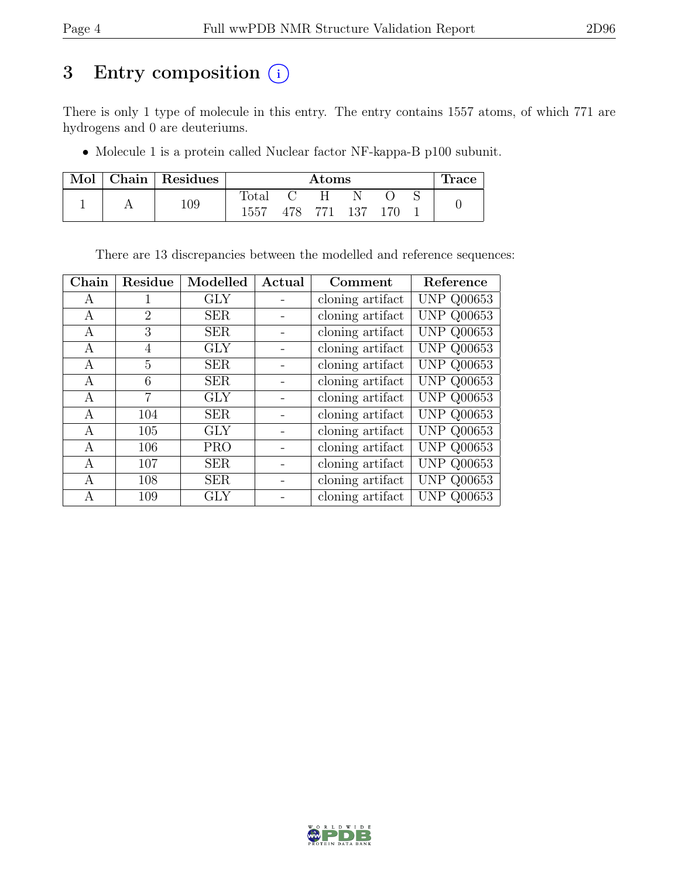# 3 Entry composition

There is only 1 type of molecule in this entry. The entry contains 1557 atoms, of which 771 are hydrogens and 0 are deuteriums.

- Molecule 1 is a protein called Nuclear factor NF-kappa-B p100 subunit.

| Mol | Chain | Residues | Atoms | | | | | | Trace |
|---|---|---|---|---|---|---|---|---|---|
| | | | Total | C | H | N | O | S | |
| 1 | A | 109 | 1557 | 478 | 771 | 137 | 170 | 1 | 0 |

There are 13 discrepancies between the modelled and reference sequences:

| Chain | Residue | Modelled | Actual | Comment | Reference |
|---|---|---|---|---|---|
| A | 1 | GLY | - | cloning artifact | UNP Q00653 |
| A | 2 | SER | - | cloning artifact | UNP Q00653 |
| A | 3 | SER | - | cloning artifact | UNP Q00653 |
| A | 4 | GLY | - | cloning artifact | UNP Q00653 |
| A | 5 | SER | - | cloning artifact | UNP Q00653 |
| A | 6 | SER | - | cloning artifact | UNP Q00653 |
| A | 7 | GLY | - | cloning artifact | UNP Q00653 |
| A | 104 | SER | - | cloning artifact | UNP Q00653 |
| A | 105 | GLY | - | cloning artifact | UNP Q00653 |
| A | 106 | PRO | - | cloning artifact | UNP Q00653 |
| A | 107 | SER | - | cloning artifact | UNP Q00653 |
| A | 108 | SER | - | cloning artifact | UNP Q00653 |
| A | 109 | GLY | - | cloning artifact | UNP Q00653 |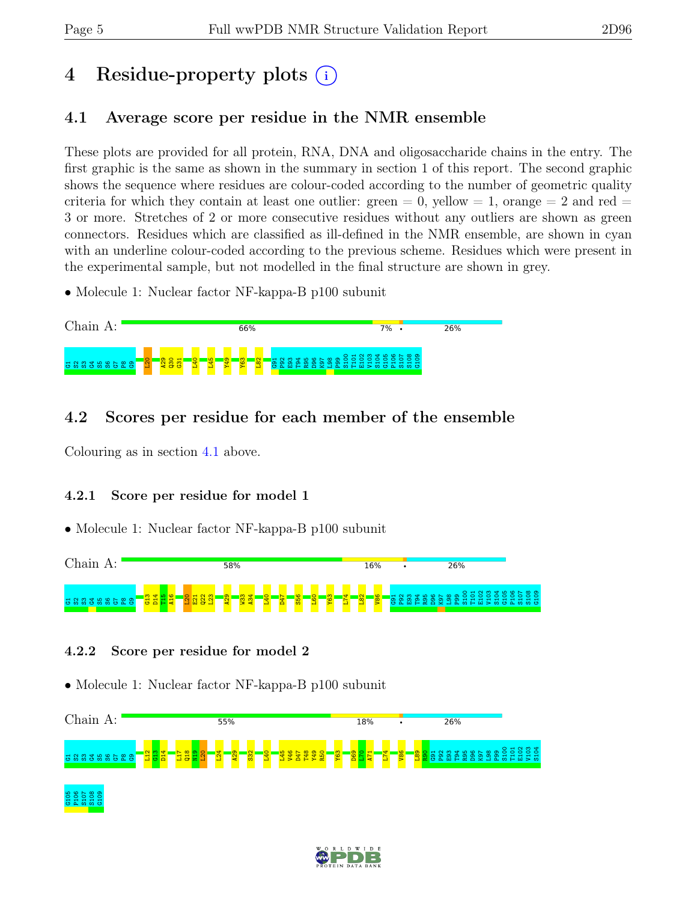# 4 Residue-property plots

## 4.1 Average score per residue in the NMR ensemble

These plots are provided for all protein, RNA, DNA and oligosaccharide chains in the entry. The first graphic is the same as shown in the summary in section 1 of this report. The second graphic shows the sequence where residues are colour-coded according to the number of geometric quality criteria for which they contain at least one outlier: green = 0, yellow = 1, orange = 2 and red = 3 or more. Stretches of 2 or more consecutive residues without any outliers are shown as green connectors. Residues which are classified as ill-defined in the NMR ensemble, are shown in cyan with an underline colour-coded according to the previous scheme. Residues which were present in the experimental sample, but not modelled in the final structure are shown in grey.

- Molecule 1: Nuclear factor NF-kappa-B p100 subunit

Chain A: 66% 7% • 26%

G1 S2 S3 G4 S5 S6 G7 P8 G9 L20 A29 Q30 G31 L40 L45 Y49 Y63 L82 G91 P92 E93 T94 R95 D96 K97 L98 P99 S100 T101 E102 V103 S104 G105 P106 S107 S108 G109

## 4.2 Scores per residue for each member of the ensemble

Colouring as in section 4.1 above.

### 4.2.1 Score per residue for model 1

- Molecule 1: Nuclear factor NF-kappa-B p100 subunit

Chain A: 58% 16% • 26%

G1 S2 S3 G4 S5 S6 G7 P8 G9 G13 D14 T15 A16 L20 E21 Q22 L23 A29 W33 A34 L40 D47 S56 L60 Y63 L74 L82 V86 G91 P92 E93 T94 R95 D96 K97 L98 P99 S100 T101 E102 V103 S104 G105 P106 S107 S108 G109

### 4.2.2 Score per residue for model 2

- Molecule 1: Nuclear factor NF-kappa-B p100 subunit

Chain A: 55% 18% • 26%

G1 S2 S3 G4 S5 S6 G7 P8 G9 L12 G13 D14 L17 Q18 N19 L20 L24 A29 S32 L40 L45 V46 D47 T48 Y49 R50 Y63 D69 L70 A71 L74 V86 L89 R90 G91 P92 E93 T94 R95 D96 K97 L98 P99 S100 T101 E102 V103 S104 G105 P106 S107 S108 G109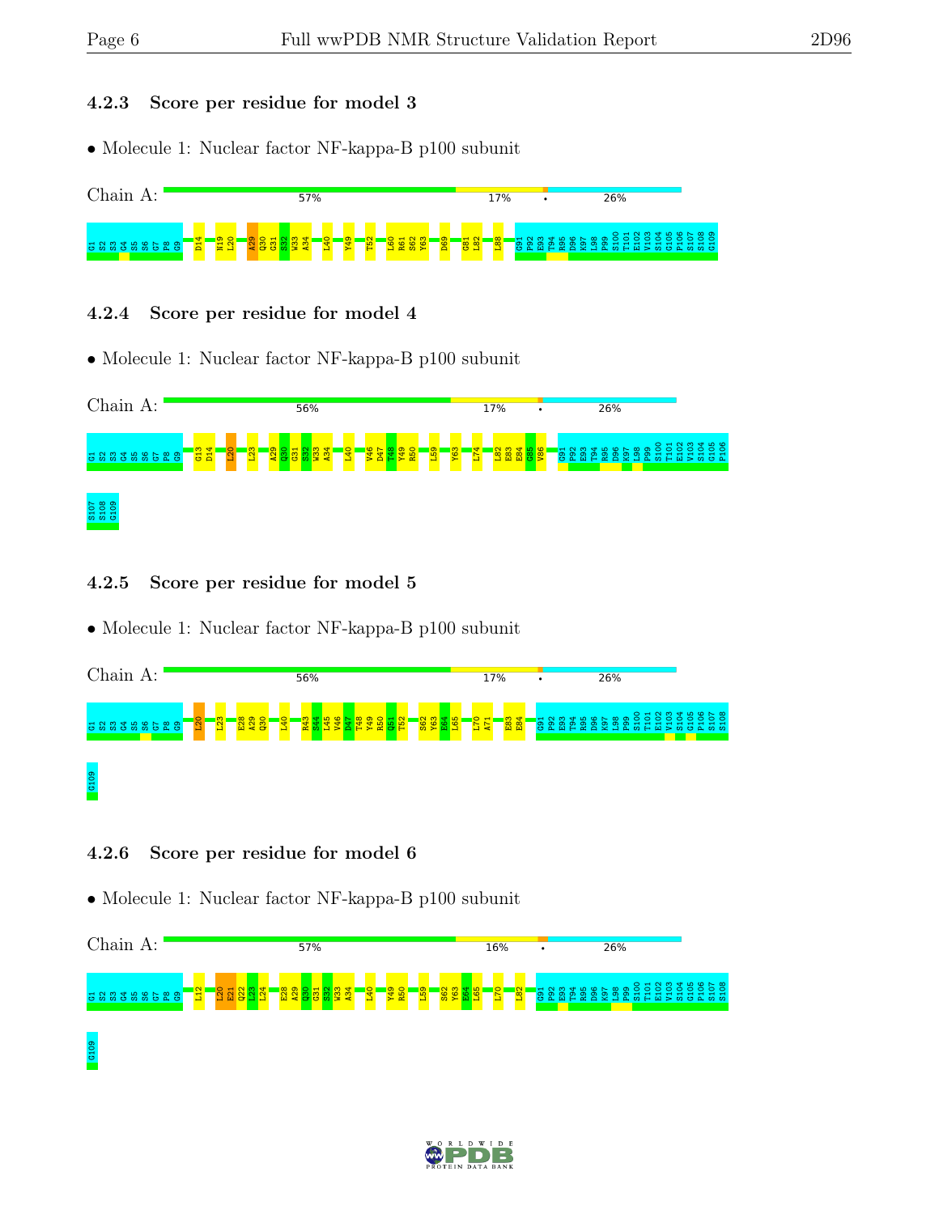### 4.2.3 Score per residue for model 3

- Molecule 1: Nuclear factor NF-kappa-B p100 subunit

Chain A: 57% 17% • 26%

G1 S2 S3 G4 S5 S6 G7 P8 G9 D14 N19 L20 A29 Q30 G31 S32 W33 A34 L40 Y49 T52 L60 R61 S62 Y63 D69 G81 L82 L88 G91 P92 E93 T94 R95 D96 K97 L98 P99 S100 T101 E102 V103 S104 G105 P106 S107 S108 G109

### 4.2.4 Score per residue for model 4

- Molecule 1: Nuclear factor NF-kappa-B p100 subunit

Chain A: 56% 17% • 26%

G1 S2 S3 G4 S5 S6 G7 P8 G9 G13 D14 L20 L23 A29 Q30 G31 S32 W33 A34 L40 V46 D47 T48 Y49 R50 L59 Y63 L74 L82 E83 E84 G85 V86 G91 P92 E93 T94 R95 D96 K97 L98 P99 S100 T101 E102 V103 S104 G105 P106 S107 S108 G109

### 4.2.5 Score per residue for model 5

- Molecule 1: Nuclear factor NF-kappa-B p100 subunit

Chain A: 56% 17% • 26%

G1 S2 S3 G4 S5 S6 G7 P8 G9 L20 L23 E28 A29 Q30 L40 R43 S44 L45 V46 D47 T48 Y49 R50 Q51 T52 S62 Y63 E64 L65 L70 A71 E83 E84 G91 P92 E93 T94 R95 D96 K97 L98 P99 S100 T101 E102 V103 S104 G105 P106 S107 S108 G109

### 4.2.6 Score per residue for model 6

- Molecule 1: Nuclear factor NF-kappa-B p100 subunit

Chain A: 57% 16% • 26%

G1 S2 S3 G4 S5 S6 G7 P8 G9 L12 L20 E21 Q22 L23 L24 E28 A29 Q30 G31 S32 W33 A34 L40 Y49 R50 L59 S62 Y63 E64 L65 L70 L82 G91 P92 E93 T94 R95 D96 K97 L98 P99 S100 T101 E102 V103 S104 G105 P106 S107 S108 G109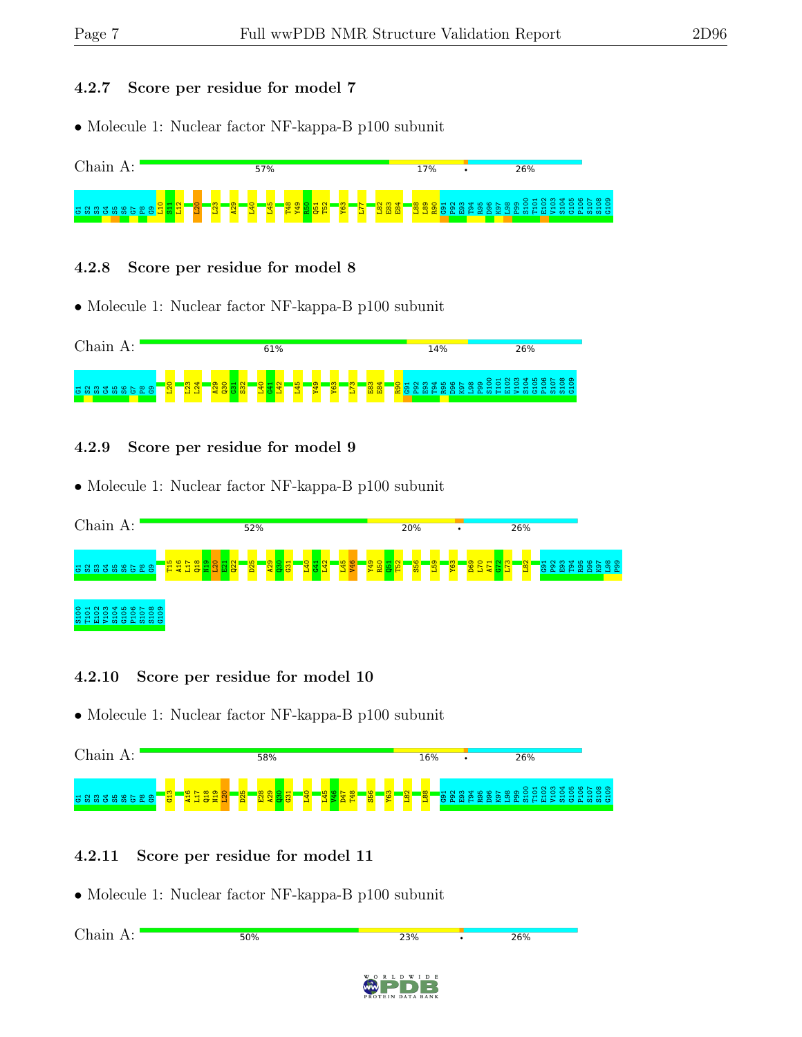### 4.2.7 Score per residue for model 7

- Molecule 1: Nuclear factor NF-kappa-B p100 subunit

Chain A: 57% 17% • 26%

G1 S2 S3 G4 S5 S6 G7 P8 G9 L10 S11 L12 L20 L23 A29 L40 L45 T48 Y49 R50 Q51 T52 Y63 L77 L82 E83 E84 L88 L89 R90 G91 P92 E93 T94 R95 D96 K97 L98 P99 S100 T101 E102 V103 S104 G105 P106 S107 S108 G109

### 4.2.8 Score per residue for model 8

- Molecule 1: Nuclear factor NF-kappa-B p100 subunit

Chain A: 61% 14% 26%

G1 S2 S3 G4 S5 S6 G7 P8 G9 L20 L23 L24 A29 Q30 G31 S32 L40 G41 L42 L45 Y49 Y63 L73 E83 E84 R90 G91 P92 E93 T94 R95 D96 K97 L98 P99 S100 T101 E102 V103 S104 G105 P106 S107 S108 G109

### 4.2.9 Score per residue for model 9

- Molecule 1: Nuclear factor NF-kappa-B p100 subunit

Chain A: 52% 20% • 26%

G1 S2 S3 G4 S5 S6 G7 P8 G9 T15 A16 L17 Q18 N19 L20 E21 Q22 D25 A29 Q30 G31 L40 G41 L42 L45 V46 Y49 R50 Q51 T52 S56 L59 Y63 D69 L70 A71 G72 L73 L82 G91 P92 E93 T94 R95 D96 K97 L98 P99 S100 T101 E102 V103 S104 G105 P106 S107 S108 G109

### 4.2.10 Score per residue for model 10

- Molecule 1: Nuclear factor NF-kappa-B p100 subunit

Chain A: 58% 16% • 26%

G1 S2 S3 G4 S5 S6 G7 P8 G9 G13 A16 L17 Q18 N19 L20 D25 E28 A29 Q30 G31 L40 L45 V46 D47 T48 S56 Y63 L82 L88 G91 P92 E93 T94 R95 D96 K97 L98 P99 S100 T101 E102 V103 S104 G105 P106 S107 S108 G109

### 4.2.11 Score per residue for model 11

- Molecule 1: Nuclear factor NF-kappa-B p100 subunit

Chain A: 50% 23% • 26%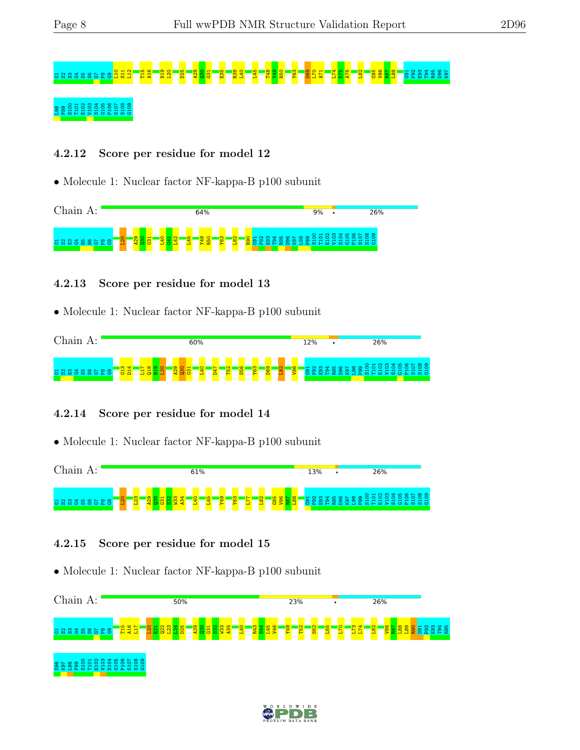G1 S2 S3 G4 S5 S6 G7 P8 G9 L10 S11 L12 T15 A16 N19 L20 D25 A29 Q30 G31 E35 R39 L40 L45 T48 Y49 R50 Y63 D69 L70 A71 L74 E75 A76 L82 G85 V86 R87 L88 G91 P92 E93 T94 R95 D96 K97

L98 P99 S100 T101 E102 V103 S104 G105 P106 S107 S108 G109

### 4.2.12 Score per residue for model 12

- Molecule 1: Nuclear factor NF-kappa-B p100 subunit

Chain A: 64% 9% • 26%

G1 S2 S3 G4 S5 S6 G7 P8 G9 L20 A29 Q30 G31 L40 G41 L42 L45 Y49 R50 Y63 L82 R90 G91 P92 E93 T94 R95 D96 K97 L98 P99 S100 T101 E102 V103 S104 G105 P106 S107 S108 G109

### 4.2.13 Score per residue for model 13

- Molecule 1: Nuclear factor NF-kappa-B p100 subunit

Chain A: 60% 12% • 26%

G1 S2 S3 G4 S5 S6 G7 P8 G9 G13 D14 L17 Q18 N19 L20 A29 Q30 G31 L40 D47 T52 S56 Y63 D69 L82 V86 G91 P92 E93 T94 R95 D96 K97 L98 P99 S100 T101 E102 V103 S104 G105 P106 S107 S108 G109

### 4.2.14 Score per residue for model 14

- Molecule 1: Nuclear factor NF-kappa-B p100 subunit

Chain A: 61% 13% • 26%

G1 S2 S3 G4 S5 S6 G7 P8 G9 L20 L23 A29 Q30 G31 S32 W33 A34 L40 L45 Y49 Y63 L77 L82 G85 V86 R87 L88 G91 P92 E93 T94 R95 D96 K97 L98 P99 S100 T101 E102 V103 S104 G105 P106 S107 S108 G109

### 4.2.15 Score per residue for model 15

- Molecule 1: Nuclear factor NF-kappa-B p100 subunit

Chain A: 50% 23% • 26%

G1 S2 S3 G4 S5 S6 G7 P8 G9 T15 A16 L17 L20 E21 Q22 L23 L24 D25 A29 Q30 G31 S32 W33 A34 L40 R43 S44 L45 V46 Y49 T52 S62 L65 L70 L73 L74 L82 V86 R87 L88 L89 R90 G91 P92 E93 T94 R95

D96 K97 L98 P99 S100 T101 E102 V103 S104 G105 P106 S107 S108 G109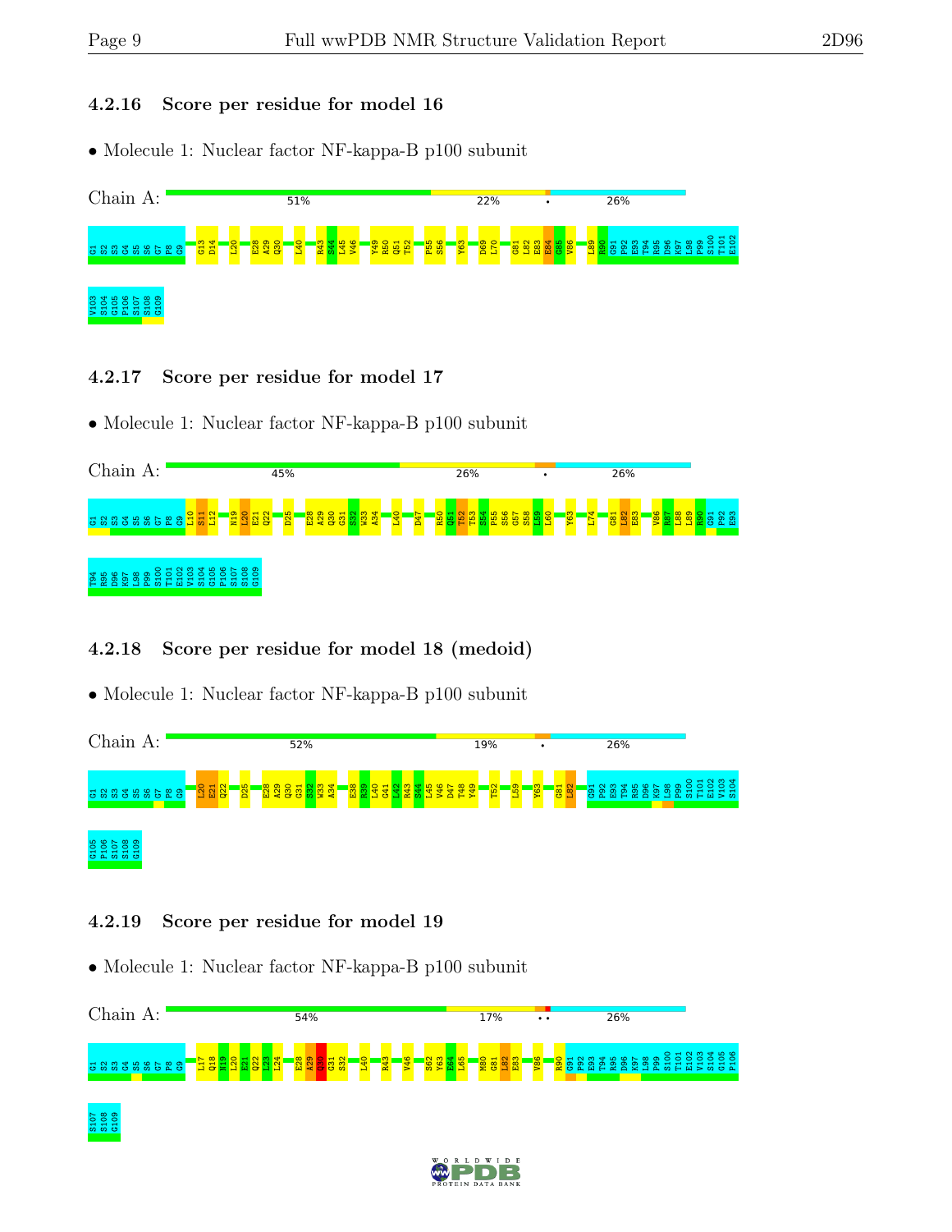### 4.2.16 Score per residue for model 16

- Molecule 1: Nuclear factor NF-kappa-B p100 subunit

Chain A: 51% 22% • 26%

G1 S2 S3 G4 S5 S6 G7 P8 G9 G13 D14 L20 E28 A29 Q30 L40 R43 S44 L45 V46 Y49 R50 Q51 T52 P55 S56 Y63 D69 L70 G81 L82 E83 E84 G85 V86 L89 R90 G91 P92 E93 T94 R95 D96 K97 L98 P99 S100 T101 E102 V103 S104 G105 P106 S107 S108 G109

### 4.2.17 Score per residue for model 17

- Molecule 1: Nuclear factor NF-kappa-B p100 subunit

Chain A: 45% 26% • 26%

G1 S2 S3 G4 S5 S6 G7 P8 G9 L10 S11 L12 N19 L20 E21 Q22 D25 E28 A29 Q30 G31 S32 W33 A34 L40 D47 R50 Q51 T52 T53 S54 P55 S56 G57 S58 L59 L60 Y63 L74 G81 L82 E83 V86 R87 L88 L89 R90 G91 P92 E93 T94 R95 D96 K97 L98 P99 S100 T101 E102 V103 S104 G105 P106 S107 S108 G109

### 4.2.18 Score per residue for model 18 (medoid)

- Molecule 1: Nuclear factor NF-kappa-B p100 subunit

Chain A: 52% 19% • 26%

G1 S2 S3 G4 S5 S6 G7 P8 G9 L20 E21 Q22 D25 E28 A29 Q30 G31 S32 W33 A34 E38 R39 L40 G41 L42 R43 S44 L45 V46 D47 T48 Y49 T52 L59 Y63 G81 L82 G91 P92 E93 T94 R95 D96 K97 L98 P99 S100 T101 E102 V103 S104 G105 P106 S107 S108 G109

### 4.2.19 Score per residue for model 19

- Molecule 1: Nuclear factor NF-kappa-B p100 subunit

Chain A: 54% 17% •• 26%

G1 S2 S3 G4 S5 S6 G7 P8 G9 L17 Q18 N19 L20 E21 Q22 L23 L24 E28 A29 Q30 G31 S32 L40 R43 V46 S62 Y63 E64 L65 M80 G81 L82 E83 V86 R90 G91 P92 E93 T94 R95 D96 K97 L98 P99 S100 T101 E102 V103 S104 G105 P106 S107 S108 G109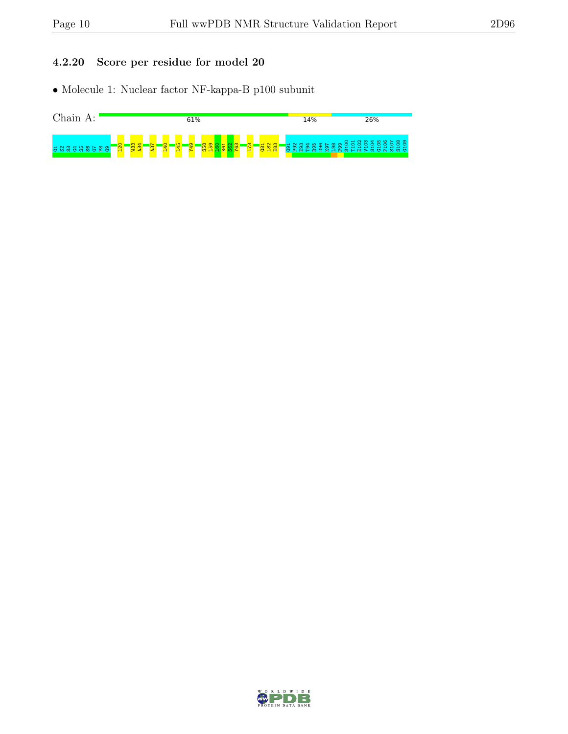### 4.2.20 Score per residue for model 20

- Molecule 1: Nuclear factor NF-kappa-B p100 subunit

Chain A: 61% 14% 26%

G1 S2 S3 G4 S5 S6 G7 P8 G9 L20 W33 A34 A37 L40 L45 Y49 S58 L59 L60 R61 S62 Y63 L73 G81 L82 E83 G91 P92 E93 T94 R95 D96 K97 L98 P99 S100 T101 E102 V103 S104 G105 P106 S107 S108 G109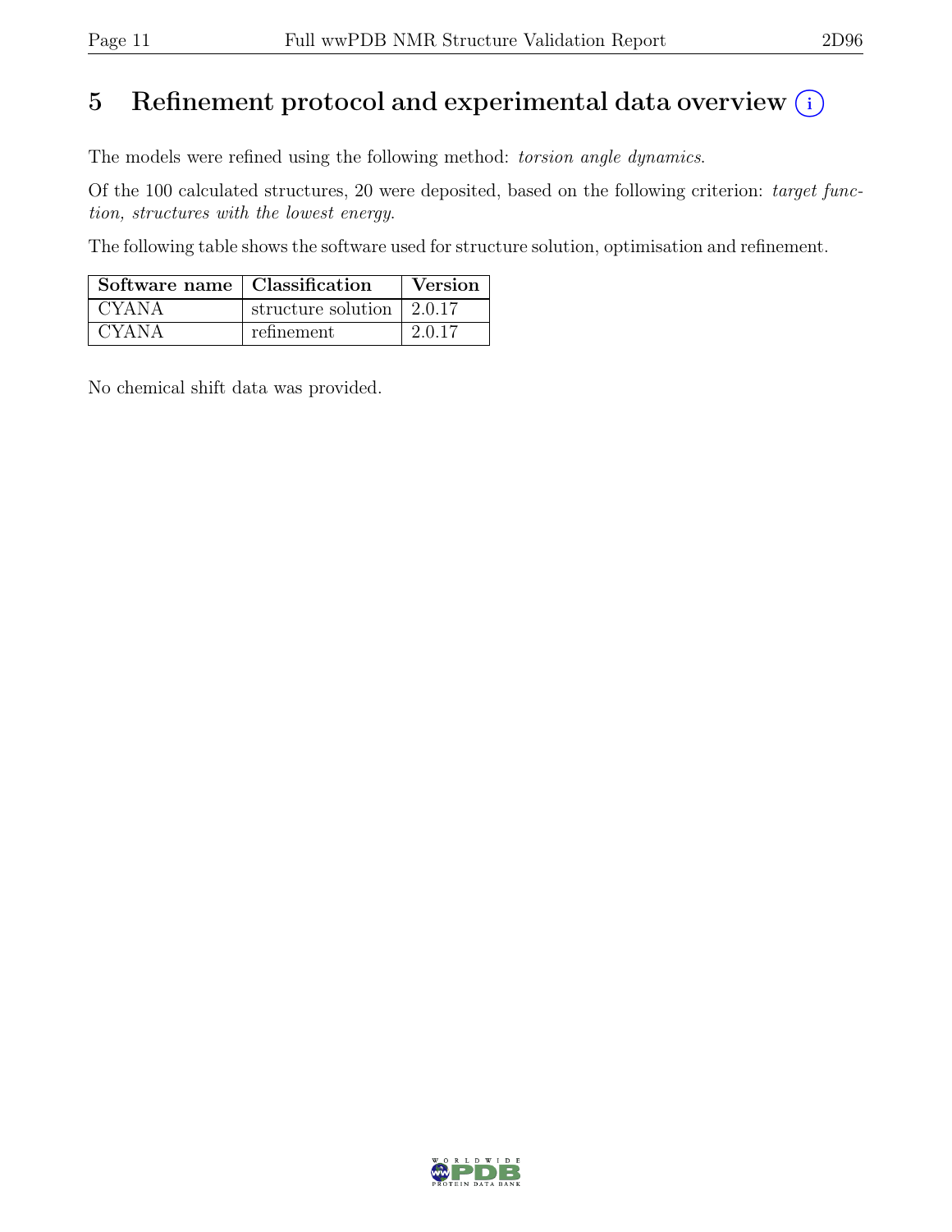# 5 Refinement protocol and experimental data overview (i)

The models were refined using the following method: *torsion angle dynamics*.

Of the 100 calculated structures, 20 were deposited, based on the following criterion: *target function, structures with the lowest energy*.

The following table shows the software used for structure solution, optimisation and refinement.

| Software name | Classification | Version |
|---|---|---|
| CYANA | structure solution | 2.0.17 |
| CYANA | refinement | 2.0.17 |

No chemical shift data was provided.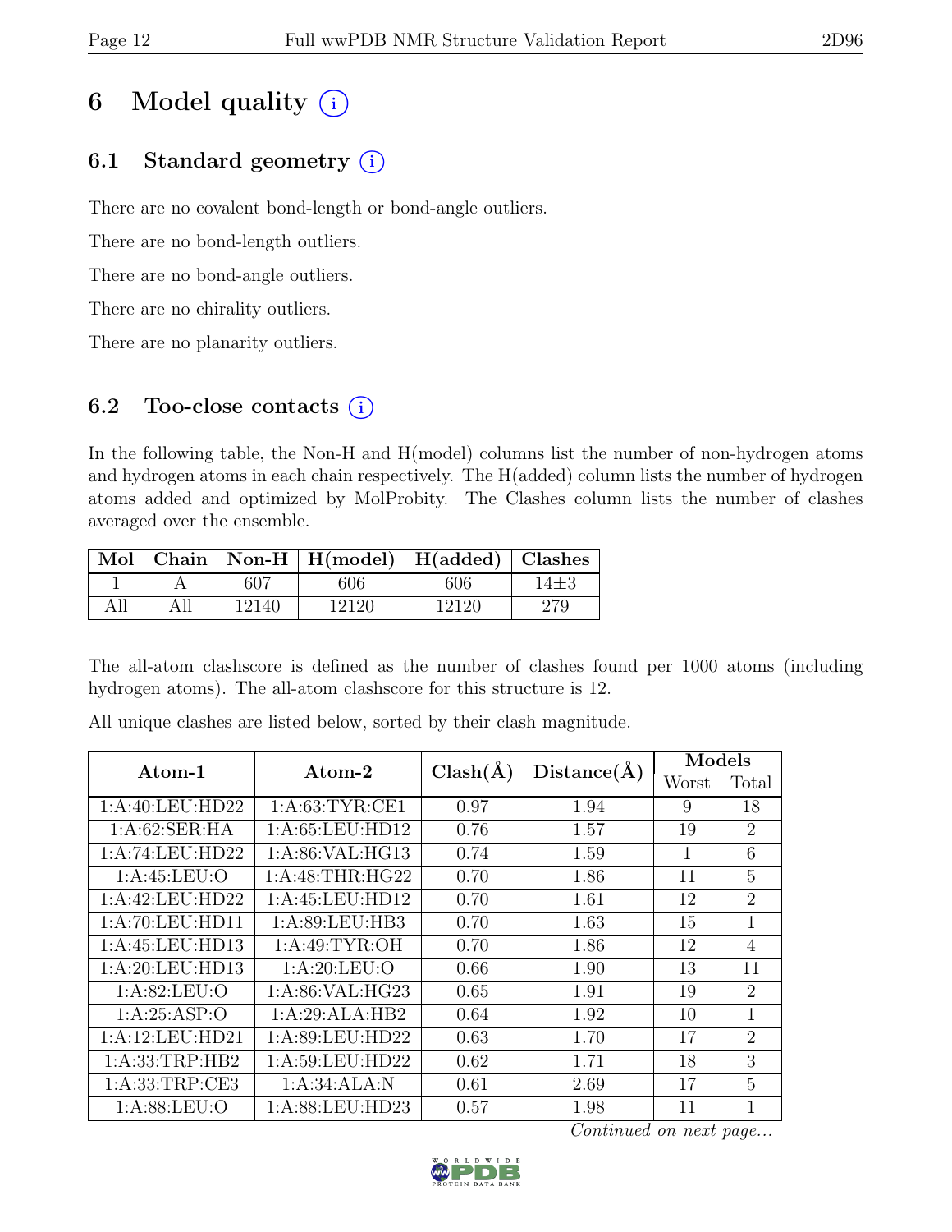# 6 Model quality (i)

## 6.1 Standard geometry (i)

There are no covalent bond-length or bond-angle outliers.

There are no bond-length outliers.

There are no bond-angle outliers.

There are no chirality outliers.

There are no planarity outliers.

## 6.2 Too-close contacts (i)

In the following table, the Non-H and H(model) columns list the number of non-hydrogen atoms and hydrogen atoms in each chain respectively. The H(added) column lists the number of hydrogen atoms added and optimized by MolProbity. The Clashes column lists the number of clashes averaged over the ensemble.

| Mol | Chain | Non-H | H(model) | H(added) | Clashes |
|---|---|---|---|---|---|
| 1 | A | 607 | 606 | 606 | 14±3 |
| All | All | 12140 | 12120 | 12120 | 279 |

The all-atom clashscore is defined as the number of clashes found per 1000 atoms (including hydrogen atoms). The all-atom clashscore for this structure is 12.

All unique clashes are listed below, sorted by their clash magnitude.

| Atom-1 | Atom-2 | Clash(Å) | Distance(Å) | Models | |
|---|---|---|---|---|---|
| | | | | Worst | Total |
| 1:A:40:LEU:HD22 | 1:A:63:TYR:CE1 | 0.97 | 1.94 | 9 | 18 |
| 1:A:62:SER:HA | 1:A:65:LEU:HD12 | 0.76 | 1.57 | 19 | 2 |
| 1:A:74:LEU:HD22 | 1:A:86:VAL:HG13 | 0.74 | 1.59 | 1 | 6 |
| 1:A:45:LEU:O | 1:A:48:THR:HG22 | 0.70 | 1.86 | 11 | 5 |
| 1:A:42:LEU:HD22 | 1:A:45:LEU:HD12 | 0.70 | 1.61 | 12 | 2 |
| 1:A:70:LEU:HD11 | 1:A:89:LEU:HB3 | 0.70 | 1.63 | 15 | 1 |
| 1:A:45:LEU:HD13 | 1:A:49:TYR:OH | 0.70 | 1.86 | 12 | 4 |
| 1:A:20:LEU:HD13 | 1:A:20:LEU:O | 0.66 | 1.90 | 13 | 11 |
| 1:A:82:LEU:O | 1:A:86:VAL:HG23 | 0.65 | 1.91 | 19 | 2 |
| 1:A:25:ASP:O | 1:A:29:ALA:HB2 | 0.64 | 1.92 | 10 | 1 |
| 1:A:12:LEU:HD21 | 1:A:89:LEU:HD22 | 0.63 | 1.70 | 17 | 2 |
| 1:A:33:TRP:HB2 | 1:A:59:LEU:HD22 | 0.62 | 1.71 | 18 | 3 |
| 1:A:33:TRP:CE3 | 1:A:34:ALA:N | 0.61 | 2.69 | 17 | 5 |
| 1:A:88:LEU:O | 1:A:88:LEU:HD23 | 0.57 | 1.98 | 11 | 1 |

*Continued on next page...*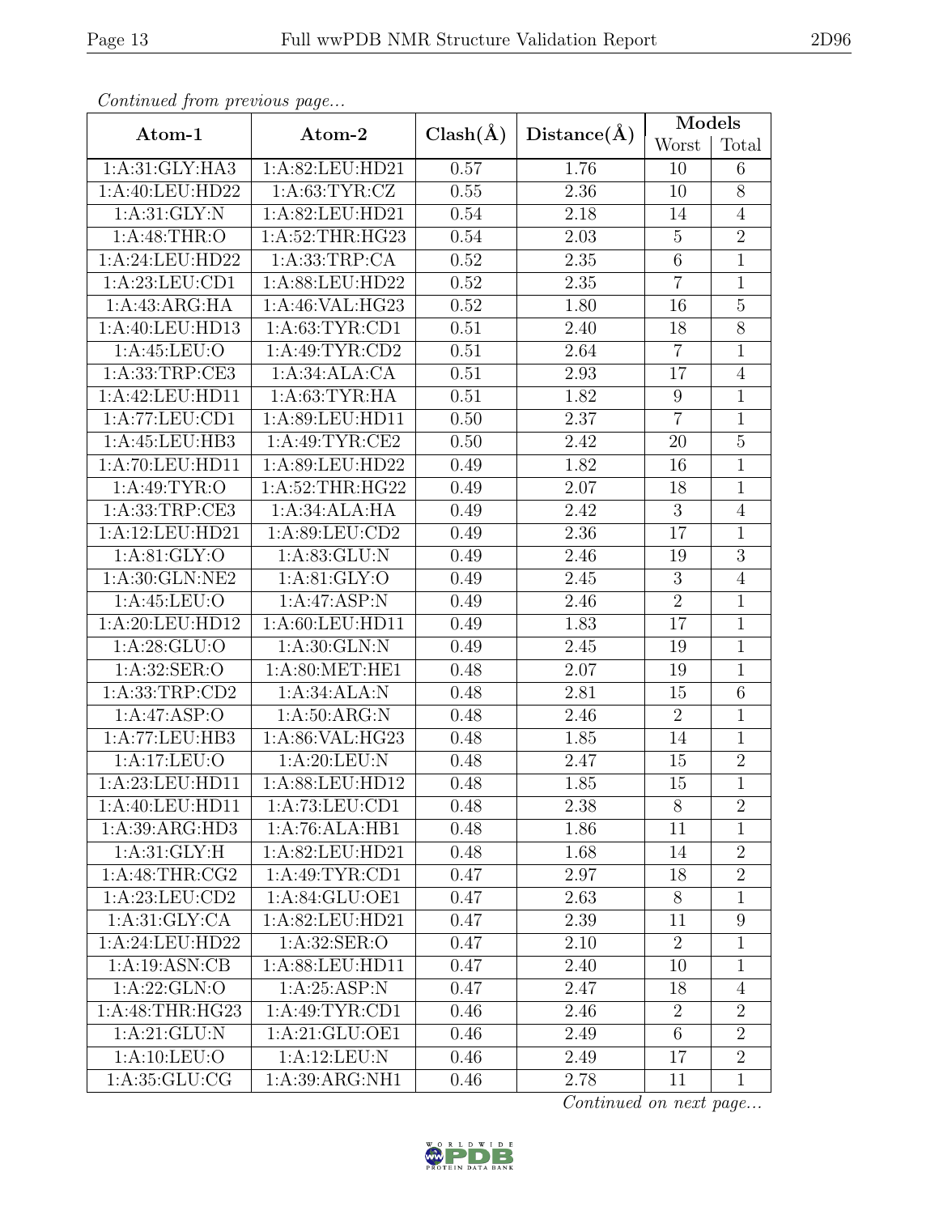*Continued from previous page...*

| Atom-1 | Atom-2 | Clash(Å) | Distance(Å) | Models | |
|---|---|---|---|---|---|
| | | | | Worst | Total |
| 1:A:31:GLY:HA3 | 1:A:82:LEU:HD21 | 0.57 | 1.76 | 10 | 6 |
| 1:A:40:LEU:HD22 | 1:A:63:TYR:CZ | 0.55 | 2.36 | 10 | 8 |
| 1:A:31:GLY:N | 1:A:82:LEU:HD21 | 0.54 | 2.18 | 14 | 4 |
| 1:A:48:THR:O | 1:A:52:THR:HG23 | 0.54 | 2.03 | 5 | 2 |
| 1:A:24:LEU:HD22 | 1:A:33:TRP:CA | 0.52 | 2.35 | 6 | 1 |
| 1:A:23:LEU:CD1 | 1:A:88:LEU:HD22 | 0.52 | 2.35 | 7 | 1 |
| 1:A:43:ARG:HA | 1:A:46:VAL:HG23 | 0.52 | 1.80 | 16 | 5 |
| 1:A:40:LEU:HD13 | 1:A:63:TYR:CD1 | 0.51 | 2.40 | 18 | 8 |
| 1:A:45:LEU:O | 1:A:49:TYR:CD2 | 0.51 | 2.64 | 7 | 1 |
| 1:A:33:TRP:CE3 | 1:A:34:ALA:CA | 0.51 | 2.93 | 17 | 4 |
| 1:A:42:LEU:HD11 | 1:A:63:TYR:HA | 0.51 | 1.82 | 9 | 1 |
| 1:A:77:LEU:CD1 | 1:A:89:LEU:HD11 | 0.50 | 2.37 | 7 | 1 |
| 1:A:45:LEU:HB3 | 1:A:49:TYR:CE2 | 0.50 | 2.42 | 20 | 5 |
| 1:A:70:LEU:HD11 | 1:A:89:LEU:HD22 | 0.49 | 1.82 | 16 | 1 |
| 1:A:49:TYR:O | 1:A:52:THR:HG22 | 0.49 | 2.07 | 18 | 1 |
| 1:A:33:TRP:CE3 | 1:A:34:ALA:HA | 0.49 | 2.42 | 3 | 4 |
| 1:A:12:LEU:HD21 | 1:A:89:LEU:CD2 | 0.49 | 2.36 | 17 | 1 |
| 1:A:81:GLY:O | 1:A:83:GLU:N | 0.49 | 2.46 | 19 | 3 |
| 1:A:30:GLN:NE2 | 1:A:81:GLY:O | 0.49 | 2.45 | 3 | 4 |
| 1:A:45:LEU:O | 1:A:47:ASP:N | 0.49 | 2.46 | 2 | 1 |
| 1:A:20:LEU:HD12 | 1:A:60:LEU:HD11 | 0.49 | 1.83 | 17 | 1 |
| 1:A:28:GLU:O | 1:A:30:GLN:N | 0.49 | 2.45 | 19 | 1 |
| 1:A:32:SER:O | 1:A:80:MET:HE1 | 0.48 | 2.07 | 19 | 1 |
| 1:A:33:TRP:CD2 | 1:A:34:ALA:N | 0.48 | 2.81 | 15 | 6 |
| 1:A:47:ASP:O | 1:A:50:ARG:N | 0.48 | 2.46 | 2 | 1 |
| 1:A:77:LEU:HB3 | 1:A:86:VAL:HG23 | 0.48 | 1.85 | 14 | 1 |
| 1:A:17:LEU:O | 1:A:20:LEU:N | 0.48 | 2.47 | 15 | 2 |
| 1:A:23:LEU:HD11 | 1:A:88:LEU:HD12 | 0.48 | 1.85 | 15 | 1 |
| 1:A:40:LEU:HD11 | 1:A:73:LEU:CD1 | 0.48 | 2.38 | 8 | 2 |
| 1:A:39:ARG:HD3 | 1:A:76:ALA:HB1 | 0.48 | 1.86 | 11 | 1 |
| 1:A:31:GLY:H | 1:A:82:LEU:HD21 | 0.48 | 1.68 | 14 | 2 |
| 1:A:48:THR:CG2 | 1:A:49:TYR:CD1 | 0.47 | 2.97 | 18 | 2 |
| 1:A:23:LEU:CD2 | 1:A:84:GLU:OE1 | 0.47 | 2.63 | 8 | 1 |
| 1:A:31:GLY:CA | 1:A:82:LEU:HD21 | 0.47 | 2.39 | 11 | 9 |
| 1:A:24:LEU:HD22 | 1:A:32:SER:O | 0.47 | 2.10 | 2 | 1 |
| 1:A:19:ASN:CB | 1:A:88:LEU:HD11 | 0.47 | 2.40 | 10 | 1 |
| 1:A:22:GLN:O | 1:A:25:ASP:N | 0.47 | 2.47 | 18 | 4 |
| 1:A:48:THR:HG23 | 1:A:49:TYR:CD1 | 0.46 | 2.46 | 2 | 2 |
| 1:A:21:GLU:N | 1:A:21:GLU:OE1 | 0.46 | 2.49 | 6 | 2 |
| 1:A:10:LEU:O | 1:A:12:LEU:N | 0.46 | 2.49 | 17 | 2 |
| 1:A:35:GLU:CG | 1:A:39:ARG:NH1 | 0.46 | 2.78 | 11 | 1 |

*Continued on next page...*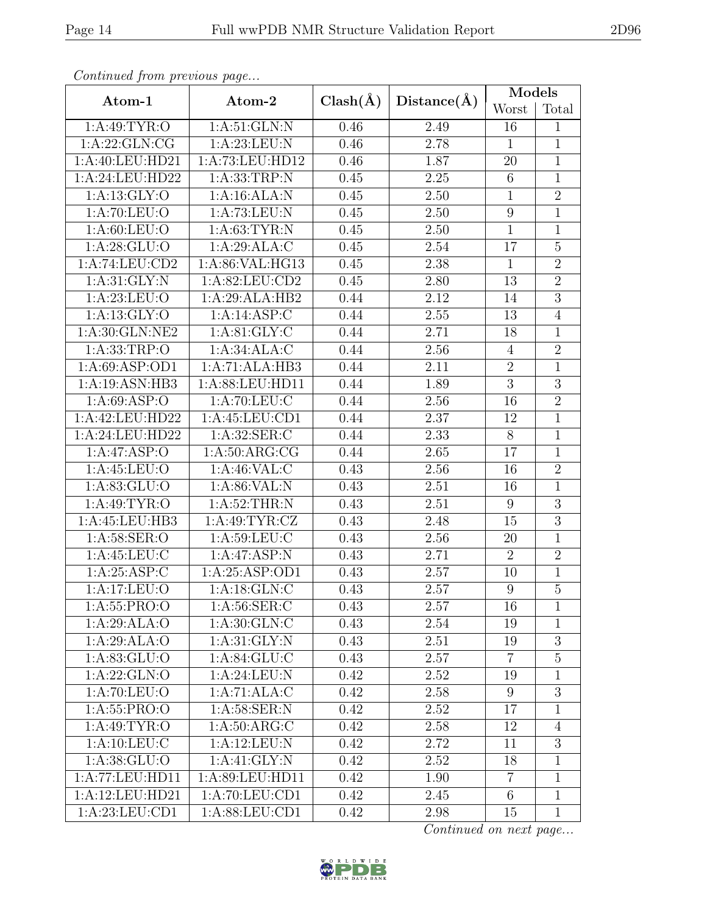*Continued from previous page...*

| Atom-1 | Atom-2 | Clash(Å) | Distance(Å) | Models | |
|---|---|---|---|---|---|
| | | | | Worst | Total |
| 1:A:49:TYR:O | 1:A:51:GLN:N | 0.46 | 2.49 | 16 | 1 |
| 1:A:22:GLN:CG | 1:A:23:LEU:N | 0.46 | 2.78 | 1 | 1 |
| 1:A:40:LEU:HD21 | 1:A:73:LEU:HD12 | 0.46 | 1.87 | 20 | 1 |
| 1:A:24:LEU:HD22 | 1:A:33:TRP:N | 0.45 | 2.25 | 6 | 1 |
| 1:A:13:GLY:O | 1:A:16:ALA:N | 0.45 | 2.50 | 1 | 2 |
| 1:A:70:LEU:O | 1:A:73:LEU:N | 0.45 | 2.50 | 9 | 1 |
| 1:A:60:LEU:O | 1:A:63:TYR:N | 0.45 | 2.50 | 1 | 1 |
| 1:A:28:GLU:O | 1:A:29:ALA:C | 0.45 | 2.54 | 17 | 5 |
| 1:A:74:LEU:CD2 | 1:A:86:VAL:HG13 | 0.45 | 2.38 | 1 | 2 |
| 1:A:31:GLY:N | 1:A:82:LEU:CD2 | 0.45 | 2.80 | 13 | 2 |
| 1:A:23:LEU:O | 1:A:29:ALA:HB2 | 0.44 | 2.12 | 14 | 3 |
| 1:A:13:GLY:O | 1:A:14:ASP:C | 0.44 | 2.55 | 13 | 4 |
| 1:A:30:GLN:NE2 | 1:A:81:GLY:C | 0.44 | 2.71 | 18 | 1 |
| 1:A:33:TRP:O | 1:A:34:ALA:C | 0.44 | 2.56 | 4 | 2 |
| 1:A:69:ASP:OD1 | 1:A:71:ALA:HB3 | 0.44 | 2.11 | 2 | 1 |
| 1:A:19:ASN:HB3 | 1:A:88:LEU:HD11 | 0.44 | 1.89 | 3 | 3 |
| 1:A:69:ASP:O | 1:A:70:LEU:C | 0.44 | 2.56 | 16 | 2 |
| 1:A:42:LEU:HD22 | 1:A:45:LEU:CD1 | 0.44 | 2.37 | 12 | 1 |
| 1:A:24:LEU:HD22 | 1:A:32:SER:C | 0.44 | 2.33 | 8 | 1 |
| 1:A:47:ASP:O | 1:A:50:ARG:CG | 0.44 | 2.65 | 17 | 1 |
| 1:A:45:LEU:O | 1:A:46:VAL:C | 0.43 | 2.56 | 16 | 2 |
| 1:A:83:GLU:O | 1:A:86:VAL:N | 0.43 | 2.51 | 16 | 1 |
| 1:A:49:TYR:O | 1:A:52:THR:N | 0.43 | 2.51 | 9 | 3 |
| 1:A:45:LEU:HB3 | 1:A:49:TYR:CZ | 0.43 | 2.48 | 15 | 3 |
| 1:A:58:SER:O | 1:A:59:LEU:C | 0.43 | 2.56 | 20 | 1 |
| 1:A:45:LEU:C | 1:A:47:ASP:N | 0.43 | 2.71 | 2 | 2 |
| 1:A:25:ASP:C | 1:A:25:ASP:OD1 | 0.43 | 2.57 | 10 | 1 |
| 1:A:17:LEU:O | 1:A:18:GLN:C | 0.43 | 2.57 | 9 | 5 |
| 1:A:55:PRO:O | 1:A:56:SER:C | 0.43 | 2.57 | 16 | 1 |
| 1:A:29:ALA:O | 1:A:30:GLN:C | 0.43 | 2.54 | 19 | 1 |
| 1:A:29:ALA:O | 1:A:31:GLY:N | 0.43 | 2.51 | 19 | 3 |
| 1:A:83:GLU:O | 1:A:84:GLU:C | 0.43 | 2.57 | 7 | 5 |
| 1:A:22:GLN:O | 1:A:24:LEU:N | 0.42 | 2.52 | 19 | 1 |
| 1:A:70:LEU:O | 1:A:71:ALA:C | 0.42 | 2.58 | 9 | 3 |
| 1:A:55:PRO:O | 1:A:58:SER:N | 0.42 | 2.52 | 17 | 1 |
| 1:A:49:TYR:O | 1:A:50:ARG:C | 0.42 | 2.58 | 12 | 4 |
| 1:A:10:LEU:C | 1:A:12:LEU:N | 0.42 | 2.72 | 11 | 3 |
| 1:A:38:GLU:O | 1:A:41:GLY:N | 0.42 | 2.52 | 18 | 1 |
| 1:A:77:LEU:HD11 | 1:A:89:LEU:HD11 | 0.42 | 1.90 | 7 | 1 |
| 1:A:12:LEU:HD21 | 1:A:70:LEU:CD1 | 0.42 | 2.45 | 6 | 1 |
| 1:A:23:LEU:CD1 | 1:A:88:LEU:CD1 | 0.42 | 2.98 | 15 | 1 |

*Continued on next page...*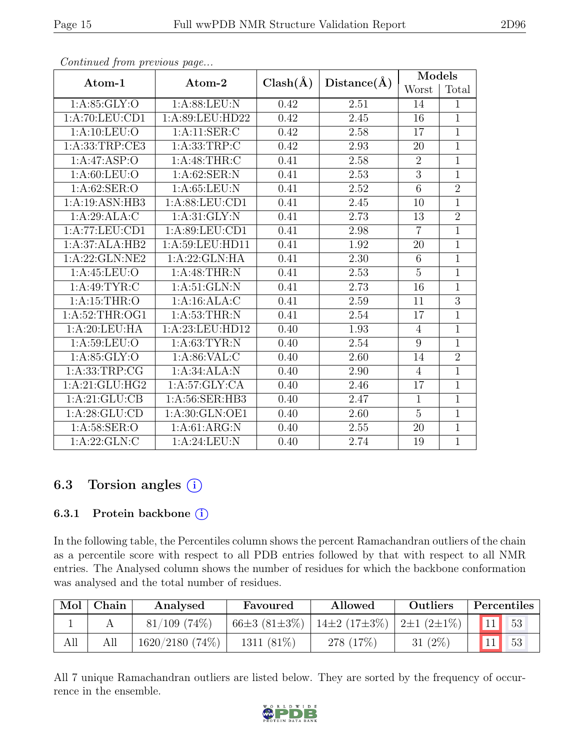*Continued from previous page...*

| Atom-1 | Atom-2 | Clash(Å) | Distance(Å) | Models | |
|---|---|---|---|---|---|
| | | | | Worst | Total |
| 1:A:85:GLY:O | 1:A:88:LEU:N | 0.42 | 2.51 | 14 | 1 |
| 1:A:70:LEU:CD1 | 1:A:89:LEU:HD22 | 0.42 | 2.45 | 16 | 1 |
| 1:A:10:LEU:O | 1:A:11:SER:C | 0.42 | 2.58 | 17 | 1 |
| 1:A:33:TRP:CE3 | 1:A:33:TRP:C | 0.42 | 2.93 | 20 | 1 |
| 1:A:47:ASP:O | 1:A:48:THR:C | 0.41 | 2.58 | 2 | 1 |
| 1:A:60:LEU:O | 1:A:62:SER:N | 0.41 | 2.53 | 3 | 1 |
| 1:A:62:SER:O | 1:A:65:LEU:N | 0.41 | 2.52 | 6 | 2 |
| 1:A:19:ASN:HB3 | 1:A:88:LEU:CD1 | 0.41 | 2.45 | 10 | 1 |
| 1:A:29:ALA:C | 1:A:31:GLY:N | 0.41 | 2.73 | 13 | 2 |
| 1:A:77:LEU:CD1 | 1:A:89:LEU:CD1 | 0.41 | 2.98 | 7 | 1 |
| 1:A:37:ALA:HB2 | 1:A:59:LEU:HD11 | 0.41 | 1.92 | 20 | 1 |
| 1:A:22:GLN:NE2 | 1:A:22:GLN:HA | 0.41 | 2.30 | 6 | 1 |
| 1:A:45:LEU:O | 1:A:48:THR:N | 0.41 | 2.53 | 5 | 1 |
| 1:A:49:TYR:C | 1:A:51:GLN:N | 0.41 | 2.73 | 16 | 1 |
| 1:A:15:THR:O | 1:A:16:ALA:C | 0.41 | 2.59 | 11 | 3 |
| 1:A:52:THR:OG1 | 1:A:53:THR:N | 0.41 | 2.54 | 17 | 1 |
| 1:A:20:LEU:HA | 1:A:23:LEU:HD12 | 0.40 | 1.93 | 4 | 1 |
| 1:A:59:LEU:O | 1:A:63:TYR:N | 0.40 | 2.54 | 9 | 1 |
| 1:A:85:GLY:O | 1:A:86:VAL:C | 0.40 | 2.60 | 14 | 2 |
| 1:A:33:TRP:CG | 1:A:34:ALA:N | 0.40 | 2.90 | 4 | 1 |
| 1:A:21:GLU:HG2 | 1:A:57:GLY:CA | 0.40 | 2.46 | 17 | 1 |
| 1:A:21:GLU:CB | 1:A:56:SER:HB3 | 0.40 | 2.47 | 1 | 1 |
| 1:A:28:GLU:CD | 1:A:30:GLN:OE1 | 0.40 | 2.60 | 5 | 1 |
| 1:A:58:SER:O | 1:A:61:ARG:N | 0.40 | 2.55 | 20 | 1 |
| 1:A:22:GLN:C | 1:A:24:LEU:N | 0.40 | 2.74 | 19 | 1 |

## 6.3 Torsion angles

### 6.3.1 Protein backbone

In the following table, the Percentiles column shows the percent Ramachandran outliers of the chain as a percentile score with respect to all PDB entries followed by that with respect to all NMR entries. The Analysed column shows the number of residues for which the backbone conformation was analysed and the total number of residues.

| Mol | Chain | Analysed | Favoured | Allowed | Outliers | Percentiles | |
|---|---|---|---|---|---|---|---|
| 1 | A | 81/109 (74%) | 66±3 (81±3%) | 14±2 (17±3%) | 2±1 (2±1%) | 11 | 53 |
| All | All | 1620/2180 (74%) | 1311 (81%) | 278 (17%) | 31 (2%) | 11 | 53 |

All 7 unique Ramachandran outliers are listed below. They are sorted by the frequency of occurrence in the ensemble.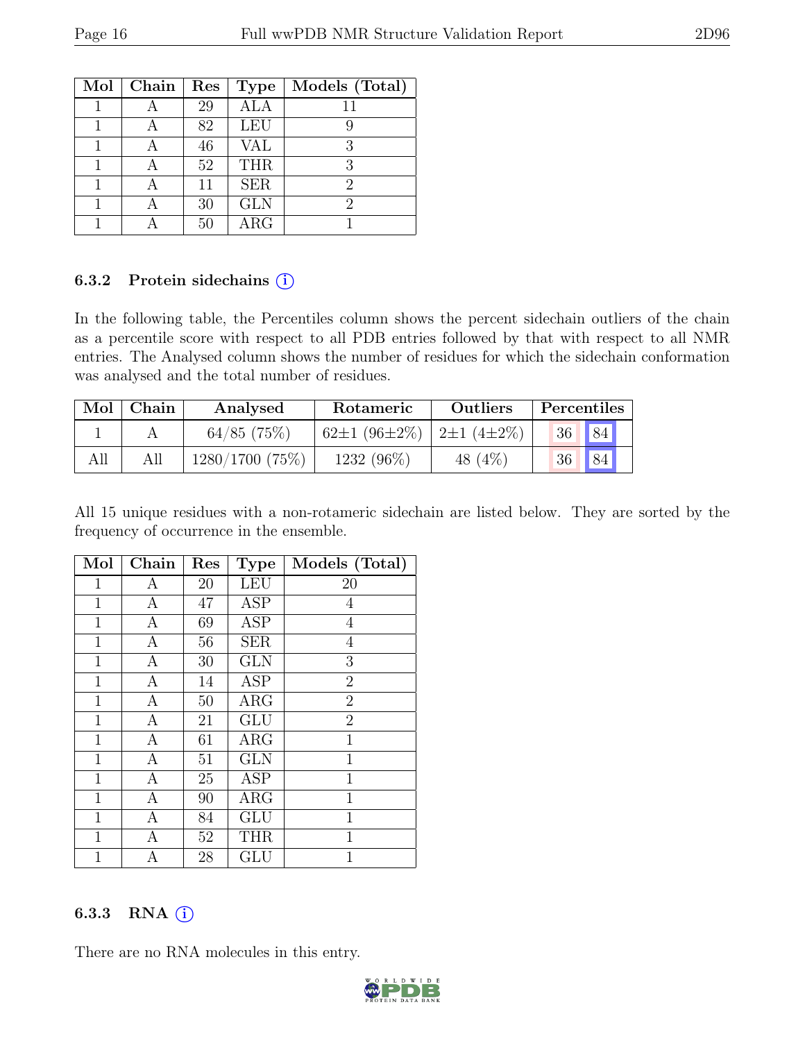| Mol | Chain | Res | Type | Models (Total) |
|---|---|---|---|---|
| 1 | A | 29 | ALA | 11 |
| 1 | A | 82 | LEU | 9 |
| 1 | A | 46 | VAL | 3 |
| 1 | A | 52 | THR | 3 |
| 1 | A | 11 | SER | 2 |
| 1 | A | 30 | GLN | 2 |
| 1 | A | 50 | ARG | 1 |

### 6.3.2 Protein sidechains (i)

In the following table, the Percentiles column shows the percent sidechain outliers of the chain as a percentile score with respect to all PDB entries followed by that with respect to all NMR entries. The Analysed column shows the number of residues for which the sidechain conformation was analysed and the total number of residues.

| Mol | Chain | Analysed | Rotameric | Outliers | Percentiles | |
|---|---|---|---|---|---|---|
| 1 | A | 64/85 (75%) | 62±1 (96±2%) | 2±1 (4±2%) | 36 | 84 |
| All | All | 1280/1700 (75%) | 1232 (96%) | 48 (4%) | 36 | 84 |

All 15 unique residues with a non-rotameric sidechain are listed below. They are sorted by the frequency of occurrence in the ensemble.

| Mol | Chain | Res | Type | Models (Total) |
|---|---|---|---|---|
| 1 | A | 20 | LEU | 20 |
| 1 | A | 47 | ASP | 4 |
| 1 | A | 69 | ASP | 4 |
| 1 | A | 56 | SER | 4 |
| 1 | A | 30 | GLN | 3 |
| 1 | A | 14 | ASP | 2 |
| 1 | A | 50 | ARG | 2 |
| 1 | A | 21 | GLU | 2 |
| 1 | A | 61 | ARG | 1 |
| 1 | A | 51 | GLN | 1 |
| 1 | A | 25 | ASP | 1 |
| 1 | A | 90 | ARG | 1 |
| 1 | A | 84 | GLU | 1 |
| 1 | A | 52 | THR | 1 |
| 1 | A | 28 | GLU | 1 |

### 6.3.3 RNA (i)

There are no RNA molecules in this entry.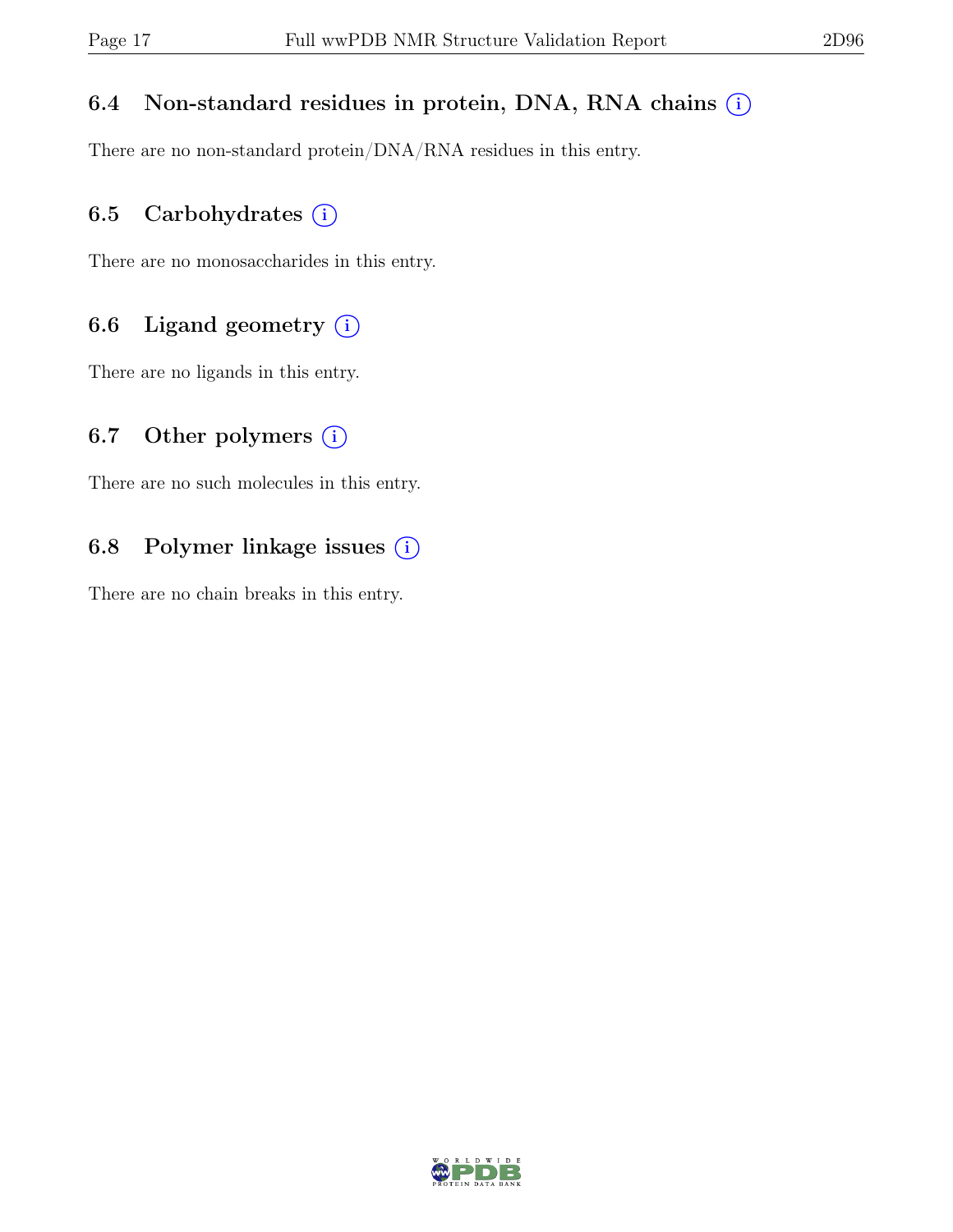### 6.4 Non-standard residues in protein, DNA, RNA chains

There are no non-standard protein/DNA/RNA residues in this entry.

### 6.5 Carbohydrates

There are no monosaccharides in this entry.

### 6.6 Ligand geometry

There are no ligands in this entry.

### 6.7 Other polymers

There are no such molecules in this entry.

### 6.8 Polymer linkage issues

There are no chain breaks in this entry.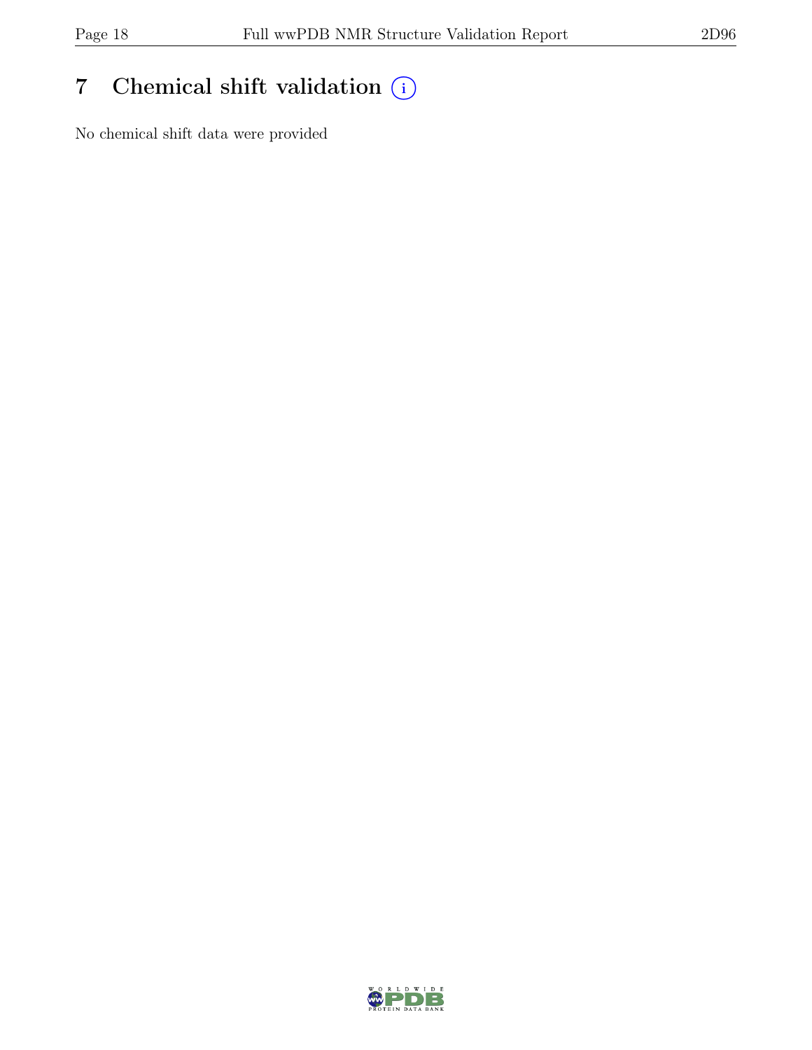# 7 Chemical shift validation

No chemical shift data were provided